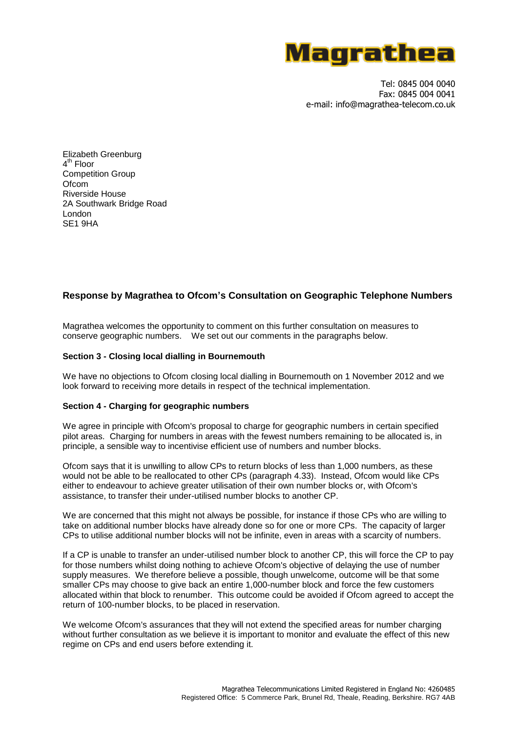Magrathea

Tel: 0845 004 0040
Fax: 0845 004 0041
e-mail: info@magrathea-telecom.co.uk

Elizabeth Greenburg
4th Floor
Competition Group
Ofcom
Riverside House
2A Southwark Bridge Road
London
SE1 9HA

## Response by Magrathea to Ofcom's Consultation on Geographic Telephone Numbers

Magrathea welcomes the opportunity to comment on this further consultation on measures to conserve geographic numbers. We set out our comments in the paragraphs below.

### Section 3 - Closing local dialling in Bournemouth

We have no objections to Ofcom closing local dialling in Bournemouth on 1 November 2012 and we look forward to receiving more details in respect of the technical implementation.

### Section 4 - Charging for geographic numbers

We agree in principle with Ofcom's proposal to charge for geographic numbers in certain specified pilot areas. Charging for numbers in areas with the fewest numbers remaining to be allocated is, in principle, a sensible way to incentivise efficient use of numbers and number blocks.

Ofcom says that it is unwilling to allow CPs to return blocks of less than 1,000 numbers, as these would not be able to be reallocated to other CPs (paragraph 4.33). Instead, Ofcom would like CPs either to endeavour to achieve greater utilisation of their own number blocks or, with Ofcom's assistance, to transfer their under-utilised number blocks to another CP.

We are concerned that this might not always be possible, for instance if those CPs who are willing to take on additional number blocks have already done so for one or more CPs. The capacity of larger CPs to utilise additional number blocks will not be infinite, even in areas with a scarcity of numbers.

If a CP is unable to transfer an under-utilised number block to another CP, this will force the CP to pay for those numbers whilst doing nothing to achieve Ofcom's objective of delaying the use of number supply measures. We therefore believe a possible, though unwelcome, outcome will be that some smaller CPs may choose to give back an entire 1,000-number block and force the few customers allocated within that block to renumber. This outcome could be avoided if Ofcom agreed to accept the return of 100-number blocks, to be placed in reservation.

We welcome Ofcom's assurances that they will not extend the specified areas for number charging without further consultation as we believe it is important to monitor and evaluate the effect of this new regime on CPs and end users before extending it.

Magrathea Telecommunications Limited Registered in England No: 4260485
Registered Office: 5 Commerce Park, Brunel Rd, Theale, Reading, Berkshire. RG7 4AB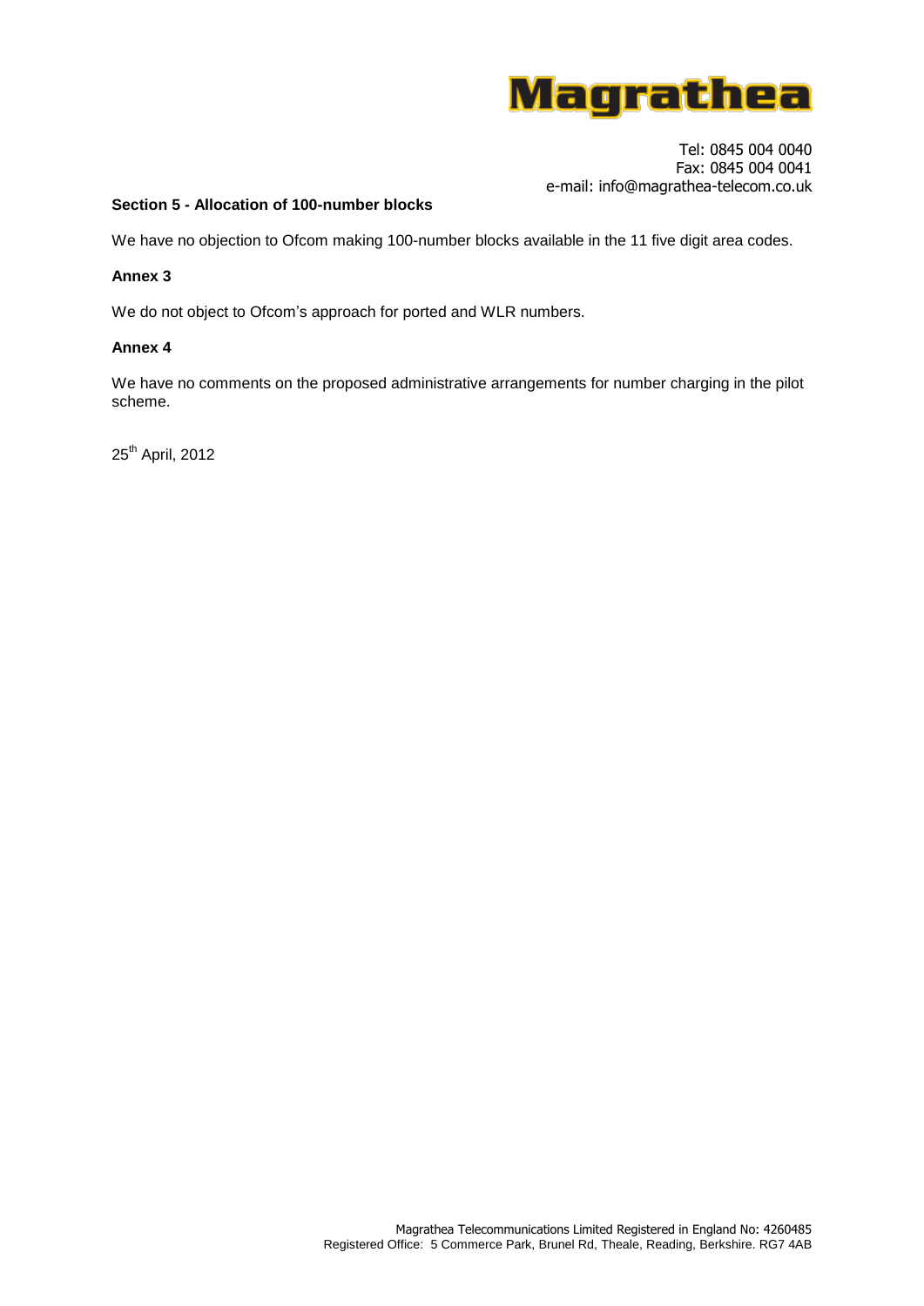Tel: 0845 004 0040
Fax: 0845 004 0041
e-mail: info@magrathea-telecom.co.uk

**Section 5 - Allocation of 100-number blocks**

We have no objection to Ofcom making 100-number blocks available in the 11 five digit area codes.

**Annex 3**

We do not object to Ofcom's approach for ported and WLR numbers.

**Annex 4**

We have no comments on the proposed administrative arrangements for number charging in the pilot scheme.

25th April, 2012

Magrathea Telecommunications Limited Registered in England No: 4260485
Registered Office: 5 Commerce Park, Brunel Rd, Theale, Reading, Berkshire. RG7 4AB